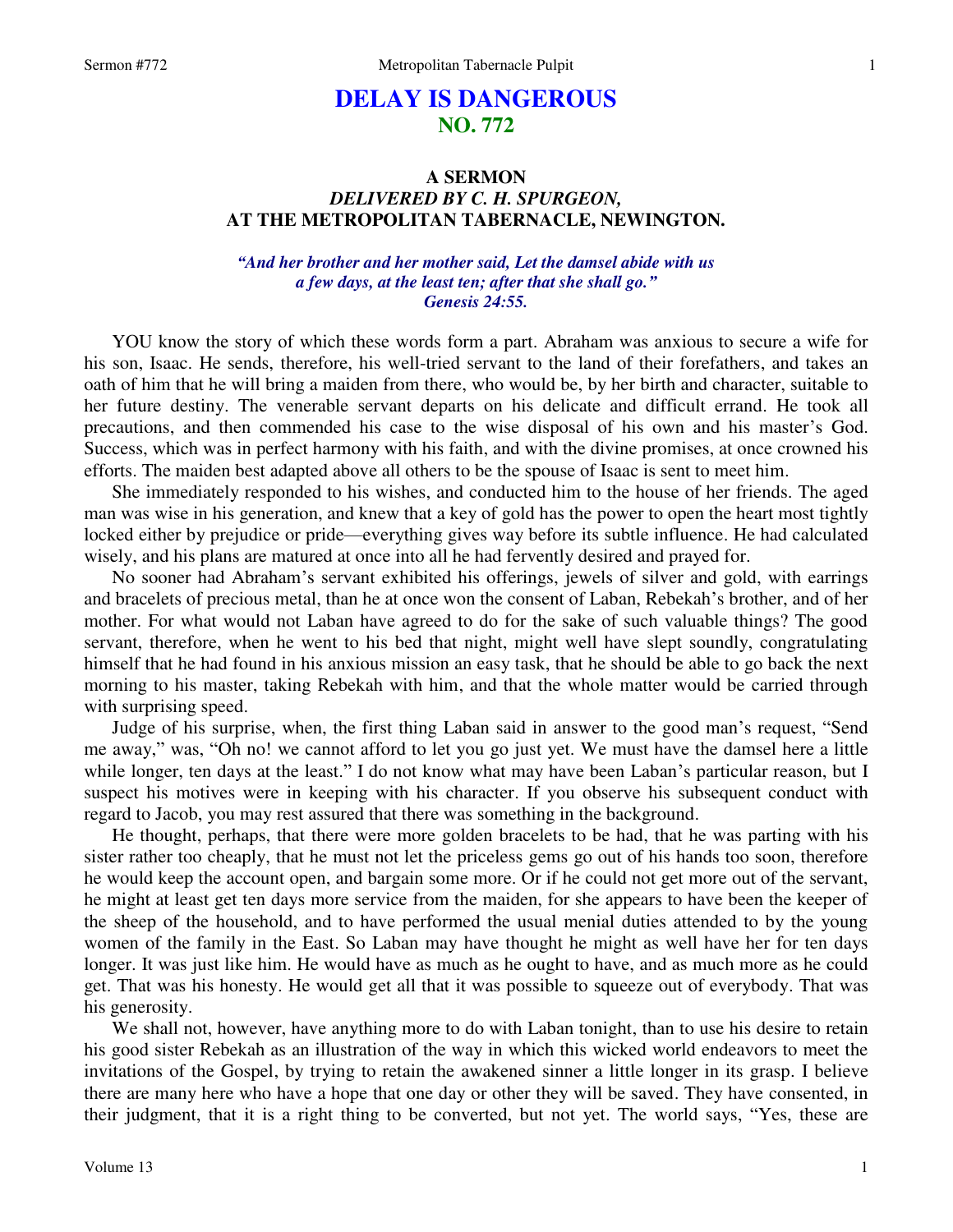# DELAY IS DANGEROUS
## NO. 772

### A SERMON
### *DELIVERED BY C. H. SPURGEON,*
### AT THE METROPOLITAN TABERNACLE, NEWINGTON.

*"And her brother and her mother said, Let the damsel abide with us a few days, at the least ten; after that she shall go." Genesis 24:55.*

YOU know the story of which these words form a part. Abraham was anxious to secure a wife for his son, Isaac. He sends, therefore, his well-tried servant to the land of their forefathers, and takes an oath of him that he will bring a maiden from there, who would be, by her birth and character, suitable to her future destiny. The venerable servant departs on his delicate and difficult errand. He took all precautions, and then commended his case to the wise disposal of his own and his master's God. Success, which was in perfect harmony with his faith, and with the divine promises, at once crowned his efforts. The maiden best adapted above all others to be the spouse of Isaac is sent to meet him.

She immediately responded to his wishes, and conducted him to the house of her friends. The aged man was wise in his generation, and knew that a key of gold has the power to open the heart most tightly locked either by prejudice or pride—everything gives way before its subtle influence. He had calculated wisely, and his plans are matured at once into all he had fervently desired and prayed for.

No sooner had Abraham's servant exhibited his offerings, jewels of silver and gold, with earrings and bracelets of precious metal, than he at once won the consent of Laban, Rebekah's brother, and of her mother. For what would not Laban have agreed to do for the sake of such valuable things? The good servant, therefore, when he went to his bed that night, might well have slept soundly, congratulating himself that he had found in his anxious mission an easy task, that he should be able to go back the next morning to his master, taking Rebekah with him, and that the whole matter would be carried through with surprising speed.

Judge of his surprise, when, the first thing Laban said in answer to the good man's request, "Send me away," was, "Oh no! we cannot afford to let you go just yet. We must have the damsel here a little while longer, ten days at the least." I do not know what may have been Laban's particular reason, but I suspect his motives were in keeping with his character. If you observe his subsequent conduct with regard to Jacob, you may rest assured that there was something in the background.

He thought, perhaps, that there were more golden bracelets to be had, that he was parting with his sister rather too cheaply, that he must not let the priceless gems go out of his hands too soon, therefore he would keep the account open, and bargain some more. Or if he could not get more out of the servant, he might at least get ten days more service from the maiden, for she appears to have been the keeper of the sheep of the household, and to have performed the usual menial duties attended to by the young women of the family in the East. So Laban may have thought he might as well have her for ten days longer. It was just like him. He would have as much as he ought to have, and as much more as he could get. That was his honesty. He would get all that it was possible to squeeze out of everybody. That was his generosity.

We shall not, however, have anything more to do with Laban tonight, than to use his desire to retain his good sister Rebekah as an illustration of the way in which this wicked world endeavors to meet the invitations of the Gospel, by trying to retain the awakened sinner a little longer in its grasp. I believe there are many here who have a hope that one day or other they will be saved. They have consented, in their judgment, that it is a right thing to be converted, but not yet. The world says, "Yes, these are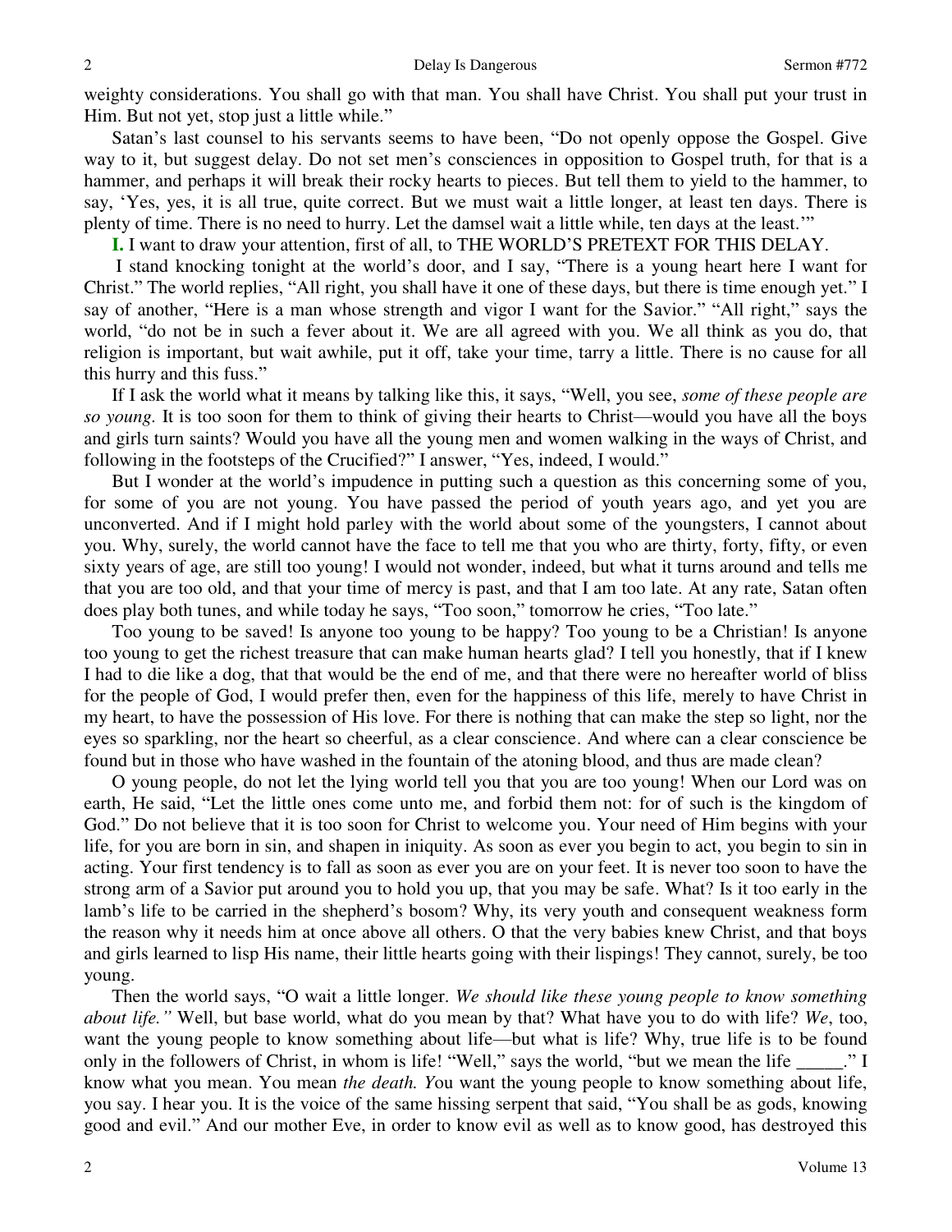weighty considerations. You shall go with that man. You shall have Christ. You shall put your trust in Him. But not yet, stop just a little while."

Satan's last counsel to his servants seems to have been, "Do not openly oppose the Gospel. Give way to it, but suggest delay. Do not set men's consciences in opposition to Gospel truth, for that is a hammer, and perhaps it will break their rocky hearts to pieces. But tell them to yield to the hammer, to say, 'Yes, yes, it is all true, quite correct. But we must wait a little longer, at least ten days. There is plenty of time. There is no need to hurry. Let the damsel wait a little while, ten days at the least.'"

**I.** I want to draw your attention, first of all, to THE WORLD'S PRETEXT FOR THIS DELAY.

I stand knocking tonight at the world's door, and I say, "There is a young heart here I want for Christ." The world replies, "All right, you shall have it one of these days, but there is time enough yet." I say of another, "Here is a man whose strength and vigor I want for the Savior." "All right," says the world, "do not be in such a fever about it. We are all agreed with you. We all think as you do, that religion is important, but wait awhile, put it off, take your time, tarry a little. There is no cause for all this hurry and this fuss."

If I ask the world what it means by talking like this, it says, "Well, you see, *some of these people are so young*. It is too soon for them to think of giving their hearts to Christ—would you have all the boys and girls turn saints? Would you have all the young men and women walking in the ways of Christ, and following in the footsteps of the Crucified?" I answer, "Yes, indeed, I would."

But I wonder at the world's impudence in putting such a question as this concerning some of you, for some of you are not young. You have passed the period of youth years ago, and yet you are unconverted. And if I might hold parley with the world about some of the youngsters, I cannot about you. Why, surely, the world cannot have the face to tell me that you who are thirty, forty, fifty, or even sixty years of age, are still too young! I would not wonder, indeed, but what it turns around and tells me that you are too old, and that your time of mercy is past, and that I am too late. At any rate, Satan often does play both tunes, and while today he says, "Too soon," tomorrow he cries, "Too late."

Too young to be saved! Is anyone too young to be happy? Too young to be a Christian! Is anyone too young to get the richest treasure that can make human hearts glad? I tell you honestly, that if I knew I had to die like a dog, that that would be the end of me, and that there were no hereafter world of bliss for the people of God, I would prefer then, even for the happiness of this life, merely to have Christ in my heart, to have the possession of His love. For there is nothing that can make the step so light, nor the eyes so sparkling, nor the heart so cheerful, as a clear conscience. And where can a clear conscience be found but in those who have washed in the fountain of the atoning blood, and thus are made clean?

O young people, do not let the lying world tell you that you are too young! When our Lord was on earth, He said, "Let the little ones come unto me, and forbid them not: for of such is the kingdom of God." Do not believe that it is too soon for Christ to welcome you. Your need of Him begins with your life, for you are born in sin, and shapen in iniquity. As soon as ever you begin to act, you begin to sin in acting. Your first tendency is to fall as soon as ever you are on your feet. It is never too soon to have the strong arm of a Savior put around you to hold you up, that you may be safe. What? Is it too early in the lamb's life to be carried in the shepherd's bosom? Why, its very youth and consequent weakness form the reason why it needs him at once above all others. O that the very babies knew Christ, and that boys and girls learned to lisp His name, their little hearts going with their lispings! They cannot, surely, be too young.

Then the world says, "O wait a little longer. *We should like these young people to know something about life."* Well, but base world, what do you mean by that? What have you to do with life? *We*, too, want the young people to know something about life—but what is life? Why, true life is to be found only in the followers of Christ, in whom is life! "Well," says the world, "but we mean the life _____." I know what you mean. You mean *the death. Y*ou want the young people to know something about life, you say. I hear you. It is the voice of the same hissing serpent that said, "You shall be as gods, knowing good and evil." And our mother Eve, in order to know evil as well as to know good, has destroyed this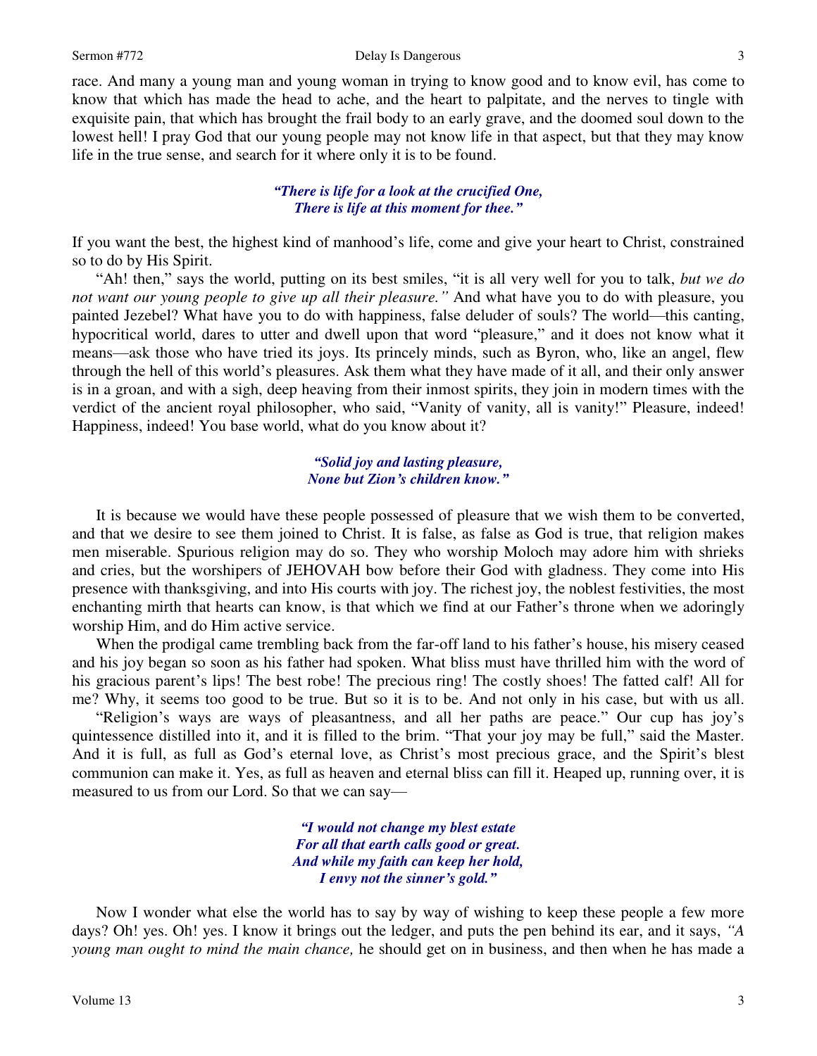race. And many a young man and young woman in trying to know good and to know evil, has come to know that which has made the head to ache, and the heart to palpitate, and the nerves to tingle with exquisite pain, that which has brought the frail body to an early grave, and the doomed soul down to the lowest hell! I pray God that our young people may not know life in that aspect, but that they may know life in the true sense, and search for it where only it is to be found.

> ***"There is life for a look at the crucified One,***
> ***There is life at this moment for thee."***

If you want the best, the highest kind of manhood's life, come and give your heart to Christ, constrained so to do by His Spirit.

"Ah! then," says the world, putting on its best smiles, "it is all very well for you to talk, *but we do not want our young people to give up all their pleasure."* And what have you to do with pleasure, you painted Jezebel? What have you to do with happiness, false deluder of souls? The world—this canting, hypocritical world, dares to utter and dwell upon that word "pleasure," and it does not know what it means—ask those who have tried its joys. Its princely minds, such as Byron, who, like an angel, flew through the hell of this world's pleasures. Ask them what they have made of it all, and their only answer is in a groan, and with a sigh, deep heaving from their inmost spirits, they join in modern times with the verdict of the ancient royal philosopher, who said, "Vanity of vanity, all is vanity!" Pleasure, indeed! Happiness, indeed! You base world, what do you know about it?

> ***"Solid joy and lasting pleasure,***
> ***None but Zion's children know."***

It is because we would have these people possessed of pleasure that we wish them to be converted, and that we desire to see them joined to Christ. It is false, as false as God is true, that religion makes men miserable. Spurious religion may do so. They who worship Moloch may adore him with shrieks and cries, but the worshipers of JEHOVAH bow before their God with gladness. They come into His presence with thanksgiving, and into His courts with joy. The richest joy, the noblest festivities, the most enchanting mirth that hearts can know, is that which we find at our Father's throne when we adoringly worship Him, and do Him active service.

When the prodigal came trembling back from the far-off land to his father's house, his misery ceased and his joy began so soon as his father had spoken. What bliss must have thrilled him with the word of his gracious parent's lips! The best robe! The precious ring! The costly shoes! The fatted calf! All for me? Why, it seems too good to be true. But so it is to be. And not only in his case, but with us all.

"Religion's ways are ways of pleasantness, and all her paths are peace." Our cup has joy's quintessence distilled into it, and it is filled to the brim. "That your joy may be full," said the Master. And it is full, as full as God's eternal love, as Christ's most precious grace, and the Spirit's blest communion can make it. Yes, as full as heaven and eternal bliss can fill it. Heaped up, running over, it is measured to us from our Lord. So that we can say—

> ***"I would not change my blest estate***
> ***For all that earth calls good or great.***
> ***And while my faith can keep her hold,***
> ***I envy not the sinner's gold."***

Now I wonder what else the world has to say by way of wishing to keep these people a few more days? Oh! yes. Oh! yes. I know it brings out the ledger, and puts the pen behind its ear, and it says, *"A young man ought to mind the main chance,* he should get on in business, and then when he has made a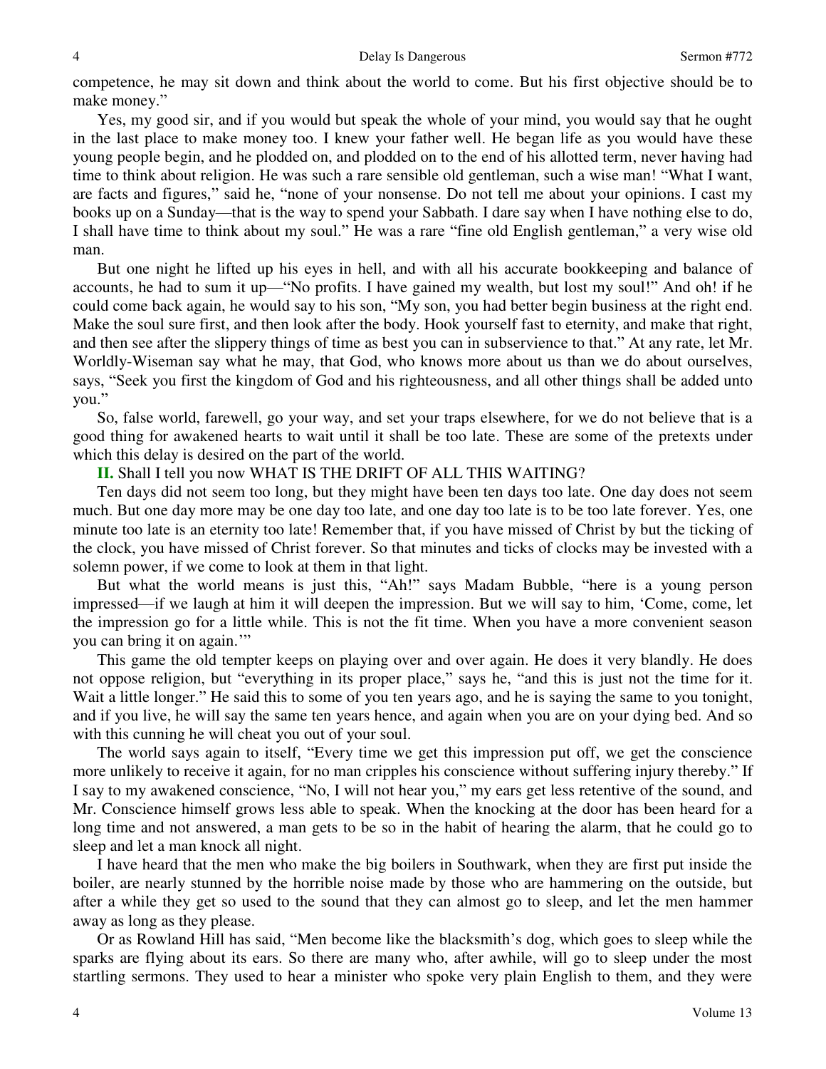competence, he may sit down and think about the world to come. But his first objective should be to make money."

Yes, my good sir, and if you would but speak the whole of your mind, you would say that he ought in the last place to make money too. I knew your father well. He began life as you would have these young people begin, and he plodded on, and plodded on to the end of his allotted term, never having had time to think about religion. He was such a rare sensible old gentleman, such a wise man! "What I want, are facts and figures," said he, "none of your nonsense. Do not tell me about your opinions. I cast my books up on a Sunday—that is the way to spend your Sabbath. I dare say when I have nothing else to do, I shall have time to think about my soul." He was a rare "fine old English gentleman," a very wise old man.

But one night he lifted up his eyes in hell, and with all his accurate bookkeeping and balance of accounts, he had to sum it up—"No profits. I have gained my wealth, but lost my soul!" And oh! if he could come back again, he would say to his son, "My son, you had better begin business at the right end. Make the soul sure first, and then look after the body. Hook yourself fast to eternity, and make that right, and then see after the slippery things of time as best you can in subservience to that." At any rate, let Mr. Worldly-Wiseman say what he may, that God, who knows more about us than we do about ourselves, says, "Seek you first the kingdom of God and his righteousness, and all other things shall be added unto you."

So, false world, farewell, go your way, and set your traps elsewhere, for we do not believe that is a good thing for awakened hearts to wait until it shall be too late. These are some of the pretexts under which this delay is desired on the part of the world.

**II.** Shall I tell you now WHAT IS THE DRIFT OF ALL THIS WAITING?

Ten days did not seem too long, but they might have been ten days too late. One day does not seem much. But one day more may be one day too late, and one day too late is to be too late forever. Yes, one minute too late is an eternity too late! Remember that, if you have missed of Christ by but the ticking of the clock, you have missed of Christ forever. So that minutes and ticks of clocks may be invested with a solemn power, if we come to look at them in that light.

But what the world means is just this, "Ah!" says Madam Bubble, "here is a young person impressed—if we laugh at him it will deepen the impression. But we will say to him, 'Come, come, let the impression go for a little while. This is not the fit time. When you have a more convenient season you can bring it on again.'"

This game the old tempter keeps on playing over and over again. He does it very blandly. He does not oppose religion, but "everything in its proper place," says he, "and this is just not the time for it. Wait a little longer." He said this to some of you ten years ago, and he is saying the same to you tonight, and if you live, he will say the same ten years hence, and again when you are on your dying bed. And so with this cunning he will cheat you out of your soul.

The world says again to itself, "Every time we get this impression put off, we get the conscience more unlikely to receive it again, for no man cripples his conscience without suffering injury thereby." If I say to my awakened conscience, "No, I will not hear you," my ears get less retentive of the sound, and Mr. Conscience himself grows less able to speak. When the knocking at the door has been heard for a long time and not answered, a man gets to be so in the habit of hearing the alarm, that he could go to sleep and let a man knock all night.

I have heard that the men who make the big boilers in Southwark, when they are first put inside the boiler, are nearly stunned by the horrible noise made by those who are hammering on the outside, but after a while they get so used to the sound that they can almost go to sleep, and let the men hammer away as long as they please.

Or as Rowland Hill has said, "Men become like the blacksmith's dog, which goes to sleep while the sparks are flying about its ears. So there are many who, after awhile, will go to sleep under the most startling sermons. They used to hear a minister who spoke very plain English to them, and they were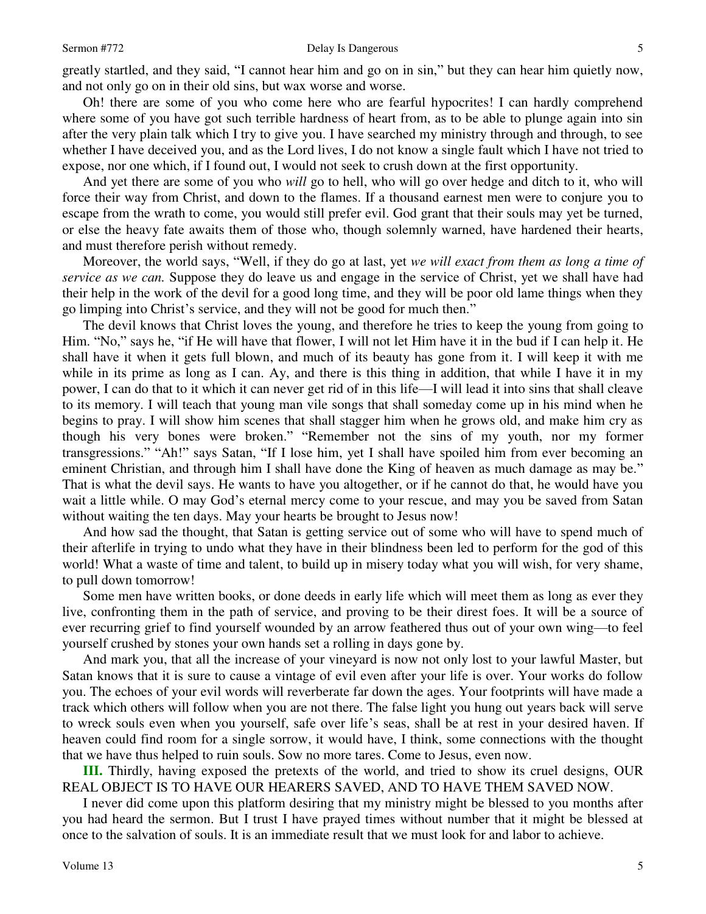greatly startled, and they said, "I cannot hear him and go on in sin," but they can hear him quietly now, and not only go on in their old sins, but wax worse and worse.

Oh! there are some of you who come here who are fearful hypocrites! I can hardly comprehend where some of you have got such terrible hardness of heart from, as to be able to plunge again into sin after the very plain talk which I try to give you. I have searched my ministry through and through, to see whether I have deceived you, and as the Lord lives, I do not know a single fault which I have not tried to expose, nor one which, if I found out, I would not seek to crush down at the first opportunity.

And yet there are some of you who *will* go to hell, who will go over hedge and ditch to it, who will force their way from Christ, and down to the flames. If a thousand earnest men were to conjure you to escape from the wrath to come, you would still prefer evil. God grant that their souls may yet be turned, or else the heavy fate awaits them of those who, though solemnly warned, have hardened their hearts, and must therefore perish without remedy.

Moreover, the world says, "Well, if they do go at last, yet *we will exact from them as long a time of service as we can.* Suppose they do leave us and engage in the service of Christ, yet we shall have had their help in the work of the devil for a good long time, and they will be poor old lame things when they go limping into Christ's service, and they will not be good for much then."

The devil knows that Christ loves the young, and therefore he tries to keep the young from going to Him. "No," says he, "if He will have that flower, I will not let Him have it in the bud if I can help it. He shall have it when it gets full blown, and much of its beauty has gone from it. I will keep it with me while in its prime as long as I can. Ay, and there is this thing in addition, that while I have it in my power, I can do that to it which it can never get rid of in this life—I will lead it into sins that shall cleave to its memory. I will teach that young man vile songs that shall someday come up in his mind when he begins to pray. I will show him scenes that shall stagger him when he grows old, and make him cry as though his very bones were broken." "Remember not the sins of my youth, nor my former transgressions." "Ah!" says Satan, "If I lose him, yet I shall have spoiled him from ever becoming an eminent Christian, and through him I shall have done the King of heaven as much damage as may be." That is what the devil says. He wants to have you altogether, or if he cannot do that, he would have you wait a little while. O may God's eternal mercy come to your rescue, and may you be saved from Satan without waiting the ten days. May your hearts be brought to Jesus now!

And how sad the thought, that Satan is getting service out of some who will have to spend much of their afterlife in trying to undo what they have in their blindness been led to perform for the god of this world! What a waste of time and talent, to build up in misery today what you will wish, for very shame, to pull down tomorrow!

Some men have written books, or done deeds in early life which will meet them as long as ever they live, confronting them in the path of service, and proving to be their direst foes. It will be a source of ever recurring grief to find yourself wounded by an arrow feathered thus out of your own wing—to feel yourself crushed by stones your own hands set a rolling in days gone by.

And mark you, that all the increase of your vineyard is now not only lost to your lawful Master, but Satan knows that it is sure to cause a vintage of evil even after your life is over. Your works do follow you. The echoes of your evil words will reverberate far down the ages. Your footprints will have made a track which others will follow when you are not there. The false light you hung out years back will serve to wreck souls even when you yourself, safe over life's seas, shall be at rest in your desired haven. If heaven could find room for a single sorrow, it would have, I think, some connections with the thought that we have thus helped to ruin souls. Sow no more tares. Come to Jesus, even now.

**III.** Thirdly, having exposed the pretexts of the world, and tried to show its cruel designs, OUR REAL OBJECT IS TO HAVE OUR HEARERS SAVED, AND TO HAVE THEM SAVED NOW.

I never did come upon this platform desiring that my ministry might be blessed to you months after you had heard the sermon. But I trust I have prayed times without number that it might be blessed at once to the salvation of souls. It is an immediate result that we must look for and labor to achieve.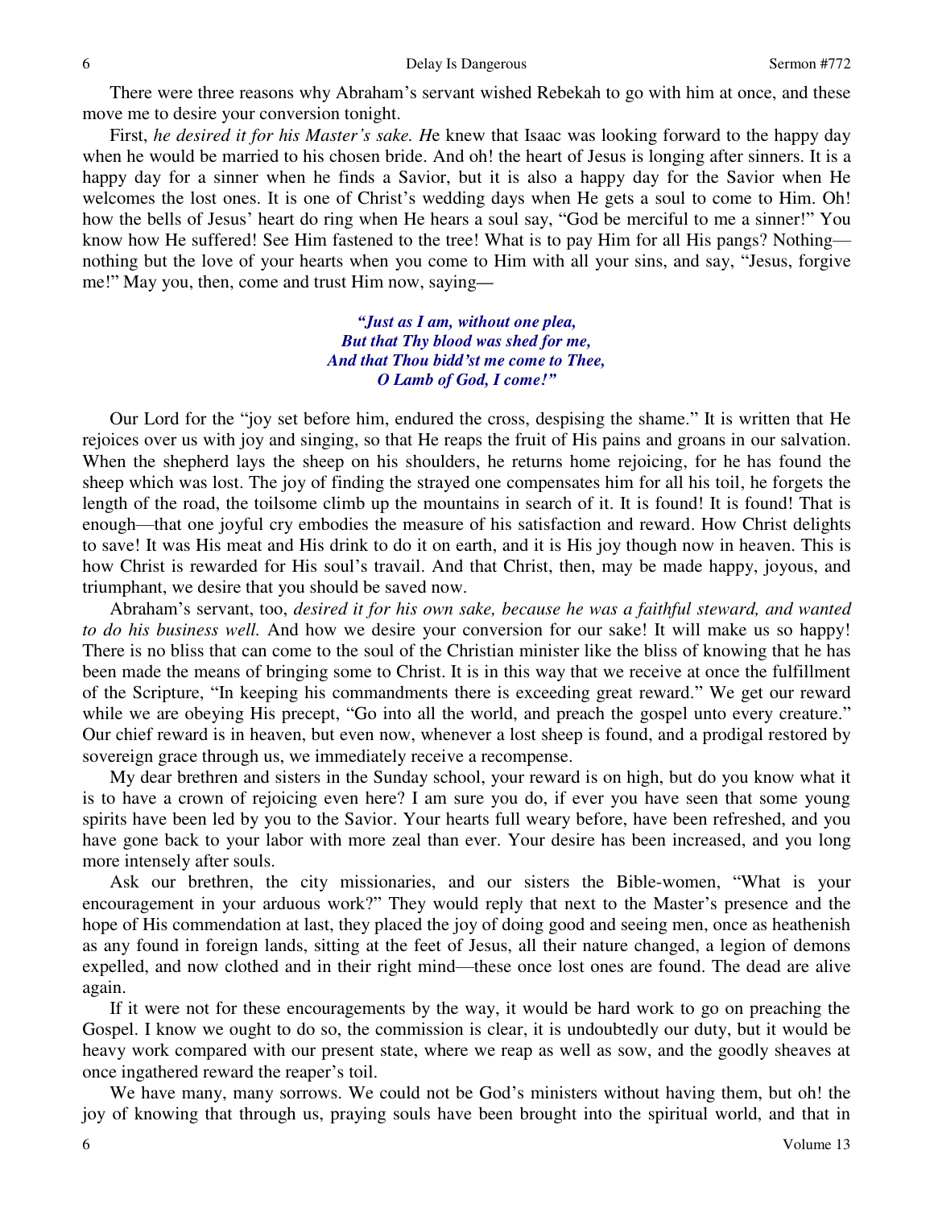There were three reasons why Abraham's servant wished Rebekah to go with him at once, and these move me to desire your conversion tonight.

First, *he desired it for his Master's sake. H*e knew that Isaac was looking forward to the happy day when he would be married to his chosen bride. And oh! the heart of Jesus is longing after sinners. It is a happy day for a sinner when he finds a Savior, but it is also a happy day for the Savior when He welcomes the lost ones. It is one of Christ's wedding days when He gets a soul to come to Him. Oh! how the bells of Jesus' heart do ring when He hears a soul say, "God be merciful to me a sinner!" You know how He suffered! See Him fastened to the tree! What is to pay Him for all His pangs? Nothing—nothing but the love of your hearts when you come to Him with all your sins, and say, "Jesus, forgive me!" May you, then, come and trust Him now, saying—

> ***"Just as I am, without one plea,***
> ***But that Thy blood was shed for me,***
> ***And that Thou bidd'st me come to Thee,***
> ***O Lamb of God, I come!"***

Our Lord for the "joy set before him, endured the cross, despising the shame." It is written that He rejoices over us with joy and singing, so that He reaps the fruit of His pains and groans in our salvation. When the shepherd lays the sheep on his shoulders, he returns home rejoicing, for he has found the sheep which was lost. The joy of finding the strayed one compensates him for all his toil, he forgets the length of the road, the toilsome climb up the mountains in search of it. It is found! It is found! That is enough—that one joyful cry embodies the measure of his satisfaction and reward. How Christ delights to save! It was His meat and His drink to do it on earth, and it is His joy though now in heaven. This is how Christ is rewarded for His soul's travail. And that Christ, then, may be made happy, joyous, and triumphant, we desire that you should be saved now.

Abraham's servant, too, *desired it for his own sake, because he was a faithful steward, and wanted to do his business well.* And how we desire your conversion for our sake! It will make us so happy! There is no bliss that can come to the soul of the Christian minister like the bliss of knowing that he has been made the means of bringing some to Christ. It is in this way that we receive at once the fulfillment of the Scripture, "In keeping his commandments there is exceeding great reward." We get our reward while we are obeying His precept, "Go into all the world, and preach the gospel unto every creature." Our chief reward is in heaven, but even now, whenever a lost sheep is found, and a prodigal restored by sovereign grace through us, we immediately receive a recompense.

My dear brethren and sisters in the Sunday school, your reward is on high, but do you know what it is to have a crown of rejoicing even here? I am sure you do, if ever you have seen that some young spirits have been led by you to the Savior. Your hearts full weary before, have been refreshed, and you have gone back to your labor with more zeal than ever. Your desire has been increased, and you long more intensely after souls.

Ask our brethren, the city missionaries, and our sisters the Bible-women, "What is your encouragement in your arduous work?" They would reply that next to the Master's presence and the hope of His commendation at last, they placed the joy of doing good and seeing men, once as heathenish as any found in foreign lands, sitting at the feet of Jesus, all their nature changed, a legion of demons expelled, and now clothed and in their right mind—these once lost ones are found. The dead are alive again.

If it were not for these encouragements by the way, it would be hard work to go on preaching the Gospel. I know we ought to do so, the commission is clear, it is undoubtedly our duty, but it would be heavy work compared with our present state, where we reap as well as sow, and the goodly sheaves at once ingathered reward the reaper's toil.

We have many, many sorrows. We could not be God's ministers without having them, but oh! the joy of knowing that through us, praying souls have been brought into the spiritual world, and that in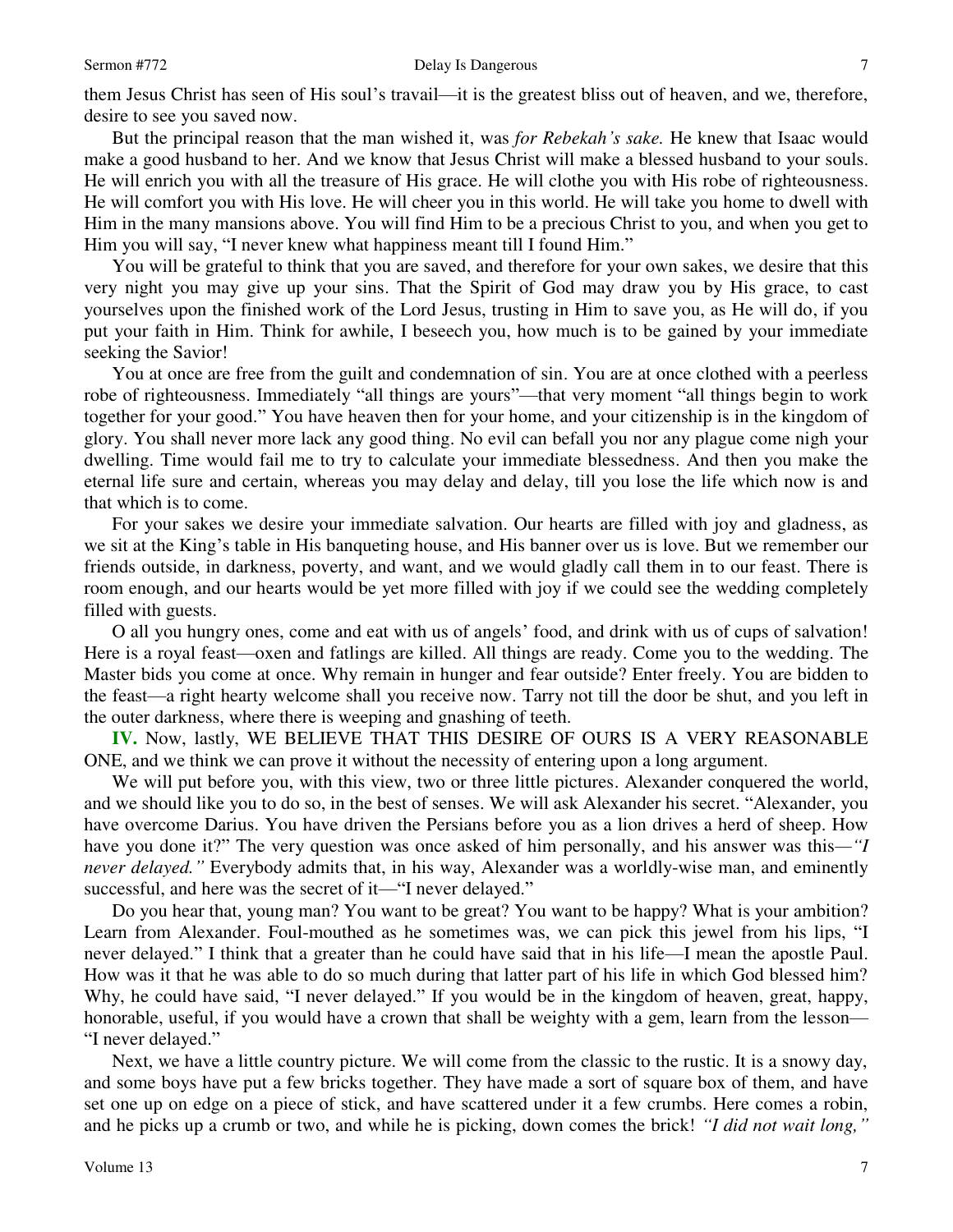them Jesus Christ has seen of His soul's travail—it is the greatest bliss out of heaven, and we, therefore, desire to see you saved now.

But the principal reason that the man wished it, was *for Rebekah's sake.* He knew that Isaac would make a good husband to her. And we know that Jesus Christ will make a blessed husband to your souls. He will enrich you with all the treasure of His grace. He will clothe you with His robe of righteousness. He will comfort you with His love. He will cheer you in this world. He will take you home to dwell with Him in the many mansions above. You will find Him to be a precious Christ to you, and when you get to Him you will say, "I never knew what happiness meant till I found Him."

You will be grateful to think that you are saved, and therefore for your own sakes, we desire that this very night you may give up your sins. That the Spirit of God may draw you by His grace, to cast yourselves upon the finished work of the Lord Jesus, trusting in Him to save you, as He will do, if you put your faith in Him. Think for awhile, I beseech you, how much is to be gained by your immediate seeking the Savior!

You at once are free from the guilt and condemnation of sin. You are at once clothed with a peerless robe of righteousness. Immediately "all things are yours"—that very moment "all things begin to work together for your good." You have heaven then for your home, and your citizenship is in the kingdom of glory. You shall never more lack any good thing. No evil can befall you nor any plague come nigh your dwelling. Time would fail me to try to calculate your immediate blessedness. And then you make the eternal life sure and certain, whereas you may delay and delay, till you lose the life which now is and that which is to come.

For your sakes we desire your immediate salvation. Our hearts are filled with joy and gladness, as we sit at the King's table in His banqueting house, and His banner over us is love. But we remember our friends outside, in darkness, poverty, and want, and we would gladly call them in to our feast. There is room enough, and our hearts would be yet more filled with joy if we could see the wedding completely filled with guests.

O all you hungry ones, come and eat with us of angels' food, and drink with us of cups of salvation! Here is a royal feast—oxen and fatlings are killed. All things are ready. Come you to the wedding. The Master bids you come at once. Why remain in hunger and fear outside? Enter freely. You are bidden to the feast—a right hearty welcome shall you receive now. Tarry not till the door be shut, and you left in the outer darkness, where there is weeping and gnashing of teeth.

**IV.** Now, lastly, WE BELIEVE THAT THIS DESIRE OF OURS IS A VERY REASONABLE ONE, and we think we can prove it without the necessity of entering upon a long argument.

We will put before you, with this view, two or three little pictures. Alexander conquered the world, and we should like you to do so, in the best of senses. We will ask Alexander his secret. "Alexander, you have overcome Darius. You have driven the Persians before you as a lion drives a herd of sheep. How have you done it?" The very question was once asked of him personally, and his answer was this—*"I never delayed."* Everybody admits that, in his way, Alexander was a worldly-wise man, and eminently successful, and here was the secret of it—"I never delayed."

Do you hear that, young man? You want to be great? You want to be happy? What is your ambition? Learn from Alexander. Foul-mouthed as he sometimes was, we can pick this jewel from his lips, "I never delayed." I think that a greater than he could have said that in his life—I mean the apostle Paul. How was it that he was able to do so much during that latter part of his life in which God blessed him? Why, he could have said, "I never delayed." If you would be in the kingdom of heaven, great, happy, honorable, useful, if you would have a crown that shall be weighty with a gem, learn from the lesson—"I never delayed."

Next, we have a little country picture. We will come from the classic to the rustic. It is a snowy day, and some boys have put a few bricks together. They have made a sort of square box of them, and have set one up on edge on a piece of stick, and have scattered under it a few crumbs. Here comes a robin, and he picks up a crumb or two, and while he is picking, down comes the brick! *"I did not wait long,"*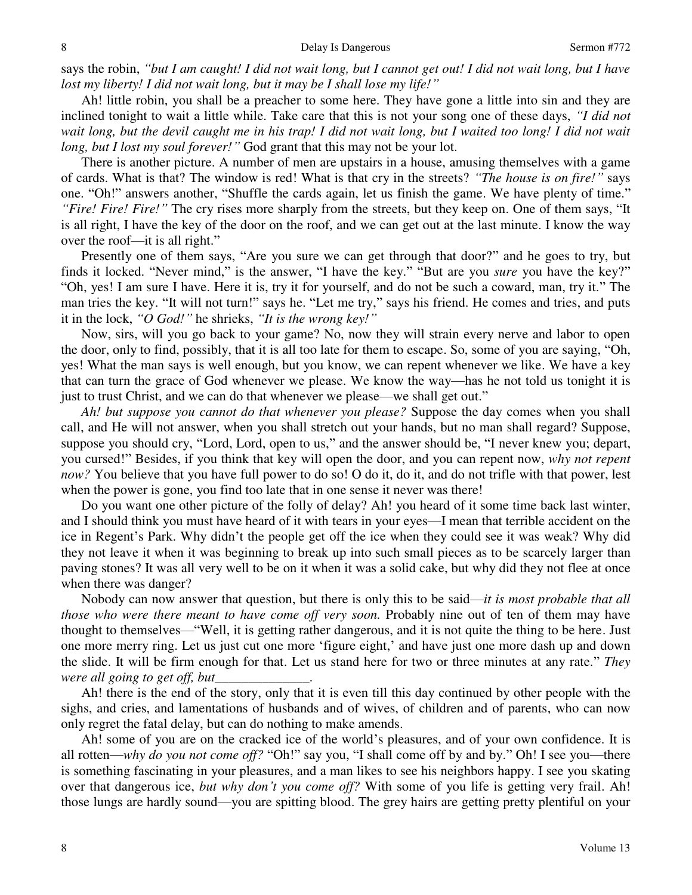says the robin, *"but I am caught! I did not wait long, but I cannot get out! I did not wait long, but I have lost my liberty! I did not wait long, but it may be I shall lose my life!"*

Ah! little robin, you shall be a preacher to some here. They have gone a little into sin and they are inclined tonight to wait a little while. Take care that this is not your song one of these days, *"I did not wait long, but the devil caught me in his trap! I did not wait long, but I waited too long! I did not wait long, but I lost my soul forever!"* God grant that this may not be your lot.

There is another picture. A number of men are upstairs in a house, amusing themselves with a game of cards. What is that? The window is red! What is that cry in the streets? *"The house is on fire!"* says one. "Oh!" answers another, "Shuffle the cards again, let us finish the game. We have plenty of time." *"Fire! Fire! Fire!"* The cry rises more sharply from the streets, but they keep on. One of them says, "It is all right, I have the key of the door on the roof, and we can get out at the last minute. I know the way over the roof—it is all right."

Presently one of them says, "Are you sure we can get through that door?" and he goes to try, but finds it locked. "Never mind," is the answer, "I have the key." "But are you *sure* you have the key?" "Oh, yes! I am sure I have. Here it is, try it for yourself, and do not be such a coward, man, try it." The man tries the key. "It will not turn!" says he. "Let me try," says his friend. He comes and tries, and puts it in the lock, *"O God!"* he shrieks, *"It is the wrong key!"*

Now, sirs, will you go back to your game? No, now they will strain every nerve and labor to open the door, only to find, possibly, that it is all too late for them to escape. So, some of you are saying, "Oh, yes! What the man says is well enough, but you know, we can repent whenever we like. We have a key that can turn the grace of God whenever we please. We know the way—has he not told us tonight it is just to trust Christ, and we can do that whenever we please—we shall get out."

*Ah! but suppose you cannot do that whenever you please?* Suppose the day comes when you shall call, and He will not answer, when you shall stretch out your hands, but no man shall regard? Suppose, suppose you should cry, "Lord, Lord, open to us," and the answer should be, "I never knew you; depart, you cursed!" Besides, if you think that key will open the door, and you can repent now, *why not repent now?* You believe that you have full power to do so! O do it, do it, and do not trifle with that power, lest when the power is gone, you find too late that in one sense it never was there!

Do you want one other picture of the folly of delay? Ah! you heard of it some time back last winter, and I should think you must have heard of it with tears in your eyes—I mean that terrible accident on the ice in Regent's Park. Why didn't the people get off the ice when they could see it was weak? Why did they not leave it when it was beginning to break up into such small pieces as to be scarcely larger than paving stones? It was all very well to be on it when it was a solid cake, but why did they not flee at once when there was danger?

Nobody can now answer that question, but there is only this to be said—*it is most probable that all those who were there meant to have come off very soon.* Probably nine out of ten of them may have thought to themselves—"Well, it is getting rather dangerous, and it is not quite the thing to be here. Just one more merry ring. Let us just cut one more 'figure eight,' and have just one more dash up and down the slide. It will be firm enough for that. Let us stand here for two or three minutes at any rate." *They were all going to get off, but______________.*

Ah! there is the end of the story, only that it is even till this day continued by other people with the sighs, and cries, and lamentations of husbands and of wives, of children and of parents, who can now only regret the fatal delay, but can do nothing to make amends.

Ah! some of you are on the cracked ice of the world's pleasures, and of your own confidence. It is all rotten—*why do you not come off?* "Oh!" say you, "I shall come off by and by." Oh! I see you—there is something fascinating in your pleasures, and a man likes to see his neighbors happy. I see you skating over that dangerous ice, *but why don't you come off?* With some of you life is getting very frail. Ah! those lungs are hardly sound—you are spitting blood. The grey hairs are getting pretty plentiful on your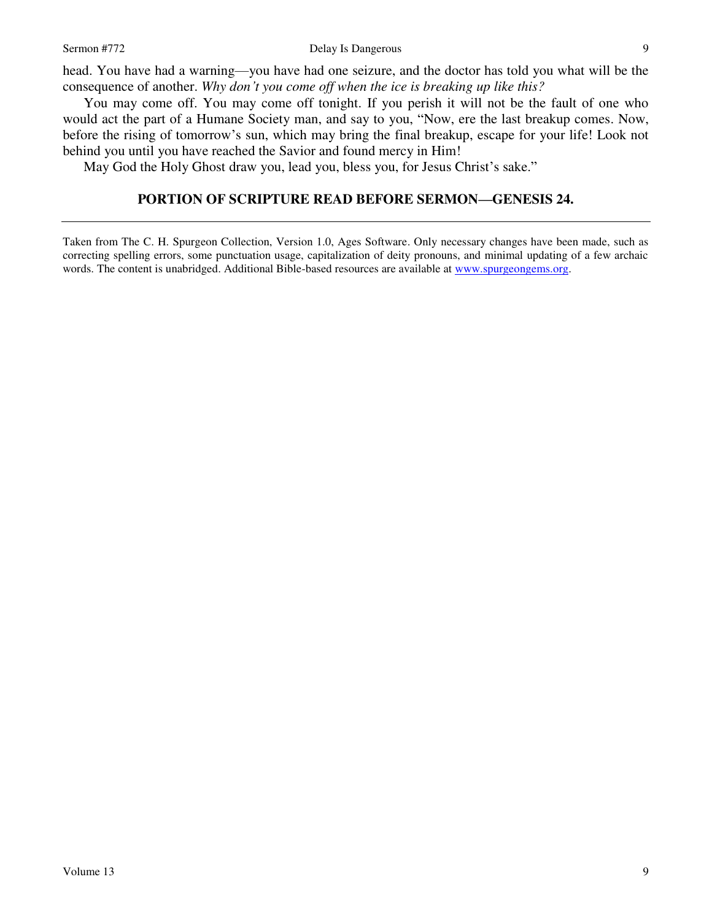head. You have had a warning—you have had one seizure, and the doctor has told you what will be the consequence of another. *Why don't you come off when the ice is breaking up like this?*

You may come off. You may come off tonight. If you perish it will not be the fault of one who would act the part of a Humane Society man, and say to you, "Now, ere the last breakup comes. Now, before the rising of tomorrow's sun, which may bring the final breakup, escape for your life! Look not behind you until you have reached the Savior and found mercy in Him!

May God the Holy Ghost draw you, lead you, bless you, for Jesus Christ's sake."

## PORTION OF SCRIPTURE READ BEFORE SERMON—GENESIS 24.

---

Taken from The C. H. Spurgeon Collection, Version 1.0, Ages Software. Only necessary changes have been made, such as correcting spelling errors, some punctuation usage, capitalization of deity pronouns, and minimal updating of a few archaic words. The content is unabridged. Additional Bible-based resources are available at [www.spurgeongems.org](http://www.spurgeongems.org).